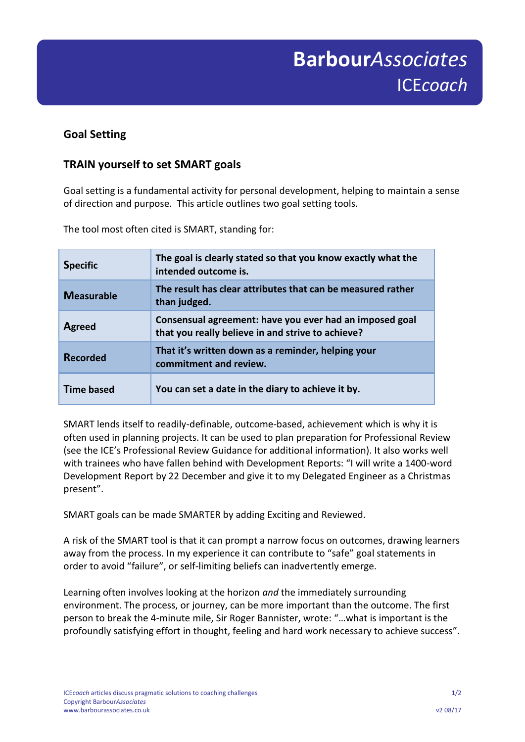# Goal Setting

## TRAIN yourself to set SMART goals

Goal setting is a fundamental activity for personal development, helping to maintain a sense of direction and purpose. This article outlines two goal setting tools.

The tool most often cited is SMART, standing for:

| | |
|---|---|
| **Specific** | **The goal is clearly stated so that you know exactly what the intended outcome is.** |
| **Measurable** | **The result has clear attributes that can be measured rather than judged.** |
| **Agreed** | **Consensual agreement: have you ever had an imposed goal that you really believe in and strive to achieve?** |
| **Recorded** | **That it's written down as a reminder, helping your commitment and review.** |
| **Time based** | **You can set a date in the diary to achieve it by.** |

SMART lends itself to readily-definable, outcome-based, achievement which is why it is often used in planning projects. It can be used to plan preparation for Professional Review (see the ICE's Professional Review Guidance for additional information). It also works well with trainees who have fallen behind with Development Reports: "I will write a 1400-word Development Report by 22 December and give it to my Delegated Engineer as a Christmas present".

SMART goals can be made SMARTER by adding Exciting and Reviewed.

A risk of the SMART tool is that it can prompt a narrow focus on outcomes, drawing learners away from the process. In my experience it can contribute to "safe" goal statements in order to avoid "failure", or self-limiting beliefs can inadvertently emerge.

Learning often involves looking at the horizon *and* the immediately surrounding environment. The process, or journey, can be more important than the outcome. The first person to break the 4-minute mile, Sir Roger Bannister, wrote: "…what is important is the profoundly satisfying effort in thought, feeling and hard work necessary to achieve success".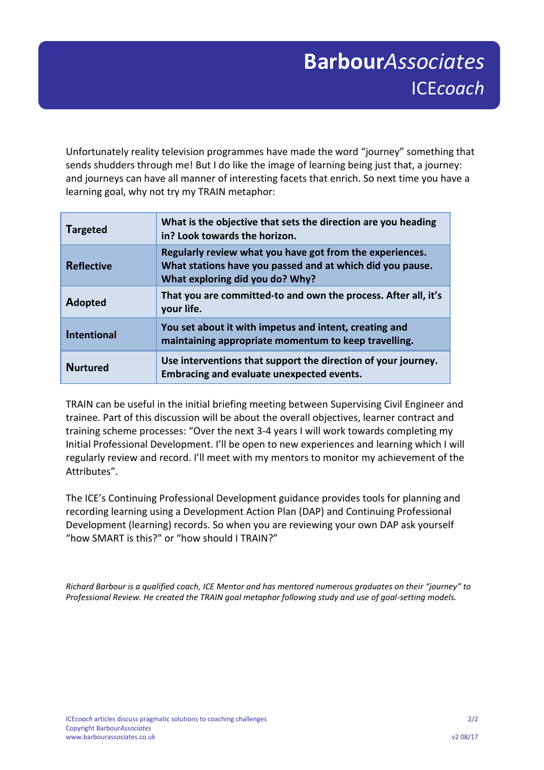Unfortunately reality television programmes have made the word "journey" something that sends shudders through me! But I do like the image of learning being just that, a journey: and journeys can have all manner of interesting facets that enrich. So next time you have a learning goal, why not try my TRAIN metaphor:

| | |
|---|---|
| **Targeted** | **What is the objective that sets the direction are you heading in? Look towards the horizon.** |
| **Reflective** | **Regularly review what you have got from the experiences. What stations have you passed and at which did you pause. What exploring did you do? Why?** |
| **Adopted** | **That you are committed-to and own the process. After all, it's your life.** |
| **Intentional** | **You set about it with impetus and intent, creating and maintaining appropriate momentum to keep travelling.** |
| **Nurtured** | **Use interventions that support the direction of your journey. Embracing and evaluate unexpected events.** |

TRAIN can be useful in the initial briefing meeting between Supervising Civil Engineer and trainee. Part of this discussion will be about the overall objectives, learner contract and training scheme processes: "Over the next 3-4 years I will work towards completing my Initial Professional Development. I'll be open to new experiences and learning which I will regularly review and record. I'll meet with my mentors to monitor my achievement of the Attributes".

The ICE's Continuing Professional Development guidance provides tools for planning and recording learning using a Development Action Plan (DAP) and Continuing Professional Development (learning) records. So when you are reviewing your own DAP ask yourself "how SMART is this?" or "how should I TRAIN?"

*Richard Barbour is a qualified coach, ICE Mentor and has mentored numerous graduates on their "journey" to Professional Review. He created the TRAIN goal metaphor following study and use of goal-setting models.*